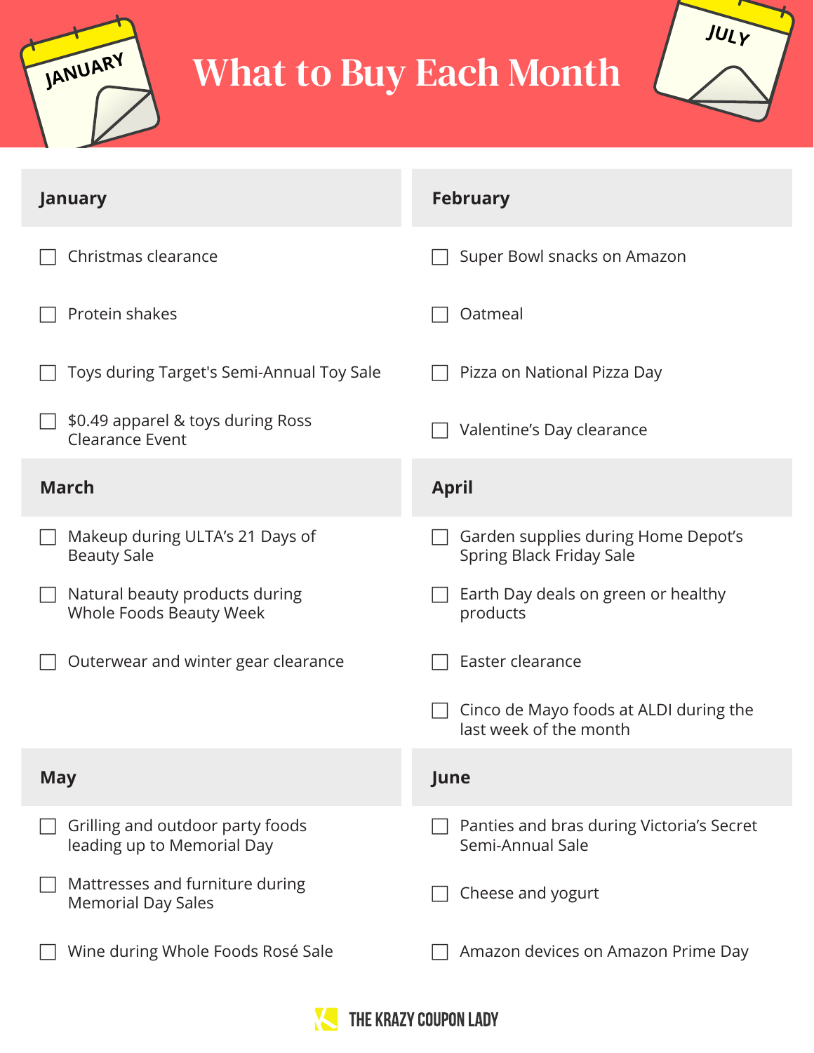# What to Buy Each Month

## January

- [ ] Christmas clearance
- [ ] Protein shakes
- [ ] Toys during Target's Semi-Annual Toy Sale
- [ ] $0.49 apparel & toys during Ross Clearance Event

## February

- [ ] Super Bowl snacks on Amazon
- [ ] Oatmeal
- [ ] Pizza on National Pizza Day
- [ ] Valentine's Day clearance

## March

- [ ] Makeup during ULTA's 21 Days of Beauty Sale
- [ ] Natural beauty products during Whole Foods Beauty Week
- [ ] Outerwear and winter gear clearance

## April

- [ ] Garden supplies during Home Depot's Spring Black Friday Sale
- [ ] Earth Day deals on green or healthy products
- [ ] Easter clearance
- [ ] Cinco de Mayo foods at ALDI during the last week of the month

## May

- [ ] Grilling and outdoor party foods leading up to Memorial Day
- [ ] Mattresses and furniture during Memorial Day Sales
- [ ] Wine during Whole Foods Rosé Sale

## June

- [ ] Panties and bras during Victoria's Secret Semi-Annual Sale
- [ ] Cheese and yogurt
- [ ] Amazon devices on Amazon Prime Day

THE KRAZY COUPON LADY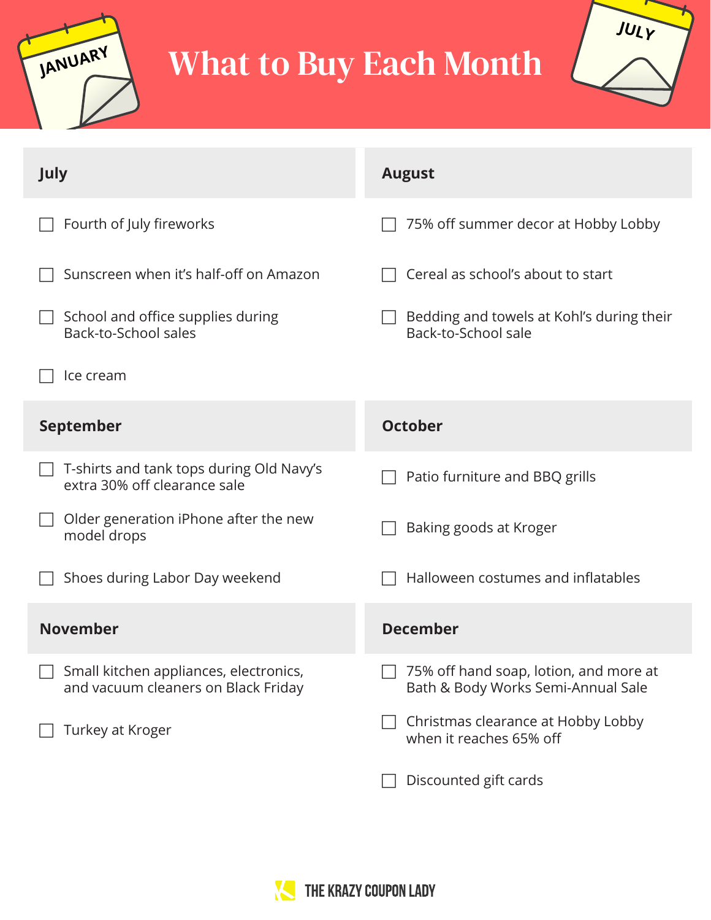# What to Buy Each Month

## July

- [ ] Fourth of July fireworks
- [ ] Sunscreen when it's half-off on Amazon
- [ ] School and office supplies during Back-to-School sales
- [ ] Ice cream

## August

- [ ] 75% off summer decor at Hobby Lobby
- [ ] Cereal as school's about to start
- [ ] Bedding and towels at Kohl's during their Back-to-School sale

## September

- [ ] T-shirts and tank tops during Old Navy's extra 30% off clearance sale
- [ ] Older generation iPhone after the new model drops
- [ ] Shoes during Labor Day weekend

## October

- [ ] Patio furniture and BBQ grills
- [ ] Baking goods at Kroger
- [ ] Halloween costumes and inflatables

## November

- [ ] Small kitchen appliances, electronics, and vacuum cleaners on Black Friday
- [ ] Turkey at Kroger

## December

- [ ] 75% off hand soap, lotion, and more at Bath & Body Works Semi-Annual Sale
- [ ] Christmas clearance at Hobby Lobby when it reaches 65% off
- [ ] Discounted gift cards

THE KRAZY COUPON LADY